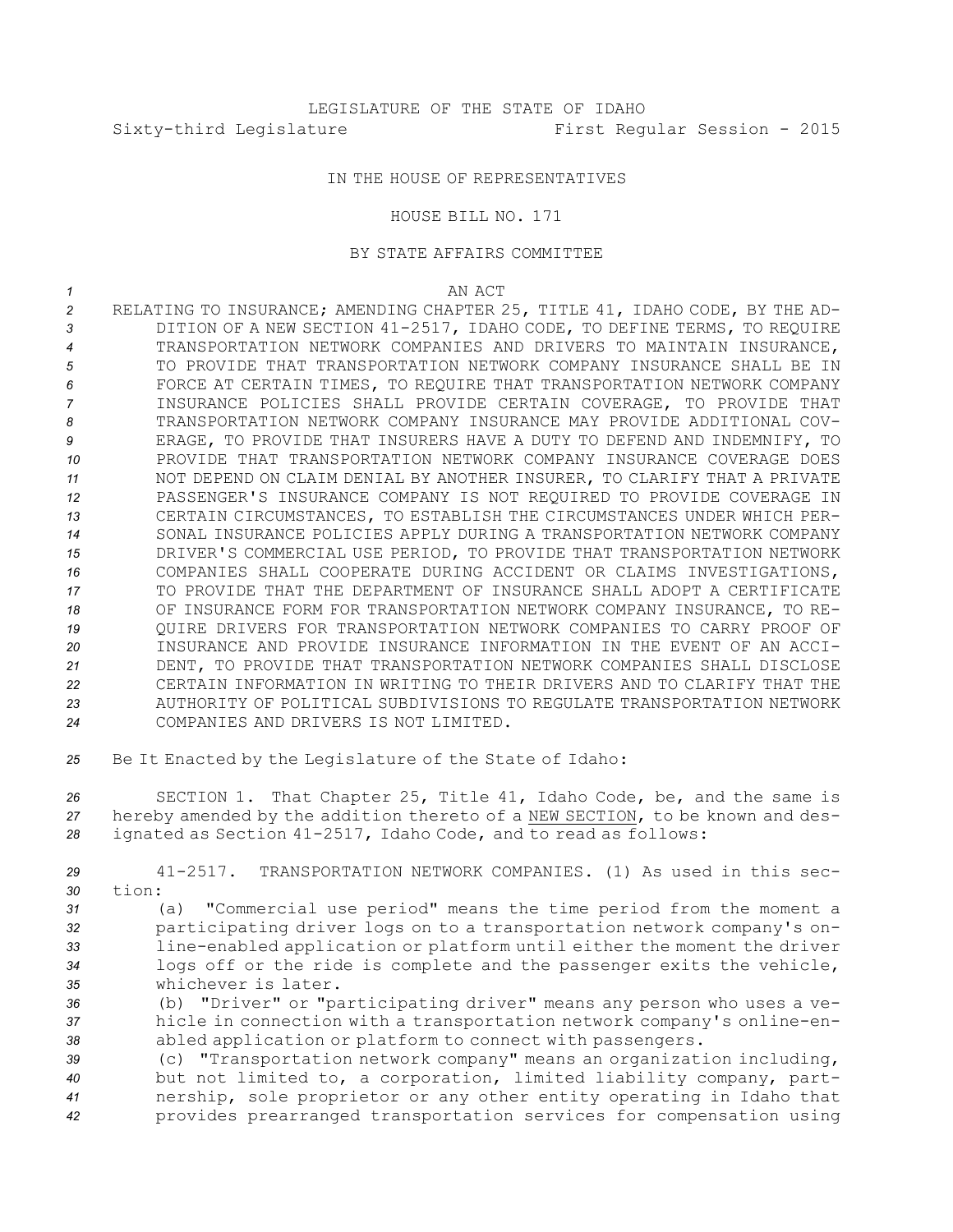LEGISLATURE OF THE STATE OF IDAHO

Sixty-third Legislature First Regular Session - 2015

IN THE HOUSE OF REPRESENTATIVES

HOUSE BILL NO. 171

BY STATE AFFAIRS COMMITTEE

AN ACT

RELATING TO INSURANCE; AMENDING CHAPTER 25, TITLE 41, IDAHO CODE, BY THE ADDITION OF A NEW SECTION 41-2517, IDAHO CODE, TO DEFINE TERMS, TO REQUIRE TRANSPORTATION NETWORK COMPANIES AND DRIVERS TO MAINTAIN INSURANCE, TO PROVIDE THAT TRANSPORTATION NETWORK COMPANY INSURANCE SHALL BE IN FORCE AT CERTAIN TIMES, TO REQUIRE THAT TRANSPORTATION NETWORK COMPANY INSURANCE POLICIES SHALL PROVIDE CERTAIN COVERAGE, TO PROVIDE THAT TRANSPORTATION NETWORK COMPANY INSURANCE MAY PROVIDE ADDITIONAL COVERAGE, TO PROVIDE THAT INSURERS HAVE A DUTY TO DEFEND AND INDEMNIFY, TO PROVIDE THAT TRANSPORTATION NETWORK COMPANY INSURANCE COVERAGE DOES NOT DEPEND ON CLAIM DENIAL BY ANOTHER INSURER, TO CLARIFY THAT A PRIVATE PASSENGER'S INSURANCE COMPANY IS NOT REQUIRED TO PROVIDE COVERAGE IN CERTAIN CIRCUMSTANCES, TO ESTABLISH THE CIRCUMSTANCES UNDER WHICH PERSONAL INSURANCE POLICIES APPLY DURING A TRANSPORTATION NETWORK COMPANY DRIVER'S COMMERCIAL USE PERIOD, TO PROVIDE THAT TRANSPORTATION NETWORK COMPANIES SHALL COOPERATE DURING ACCIDENT OR CLAIMS INVESTIGATIONS, TO PROVIDE THAT THE DEPARTMENT OF INSURANCE SHALL ADOPT A CERTIFICATE OF INSURANCE FORM FOR TRANSPORTATION NETWORK COMPANY INSURANCE, TO REQUIRE DRIVERS FOR TRANSPORTATION NETWORK COMPANIES TO CARRY PROOF OF INSURANCE AND PROVIDE INSURANCE INFORMATION IN THE EVENT OF AN ACCIDENT, TO PROVIDE THAT TRANSPORTATION NETWORK COMPANIES SHALL DISCLOSE CERTAIN INFORMATION IN WRITING TO THEIR DRIVERS AND TO CLARIFY THAT THE AUTHORITY OF POLITICAL SUBDIVISIONS TO REGULATE TRANSPORTATION NETWORK COMPANIES AND DRIVERS IS NOT LIMITED.

Be It Enacted by the Legislature of the State of Idaho:

SECTION 1. That Chapter 25, Title 41, Idaho Code, be, and the same is hereby amended by the addition thereto of a NEW SECTION, to be known and designated as Section 41-2517, Idaho Code, and to read as follows:

41-2517. TRANSPORTATION NETWORK COMPANIES. (1) As used in this section:

(a) "Commercial use period" means the time period from the moment a participating driver logs on to a transportation network company's online-enabled application or platform until either the moment the driver logs off or the ride is complete and the passenger exits the vehicle, whichever is later.

(b) "Driver" or "participating driver" means any person who uses a vehicle in connection with a transportation network company's online-enabled application or platform to connect with passengers.

(c) "Transportation network company" means an organization including, but not limited to, a corporation, limited liability company, partnership, sole proprietor or any other entity operating in Idaho that provides prearranged transportation services for compensation using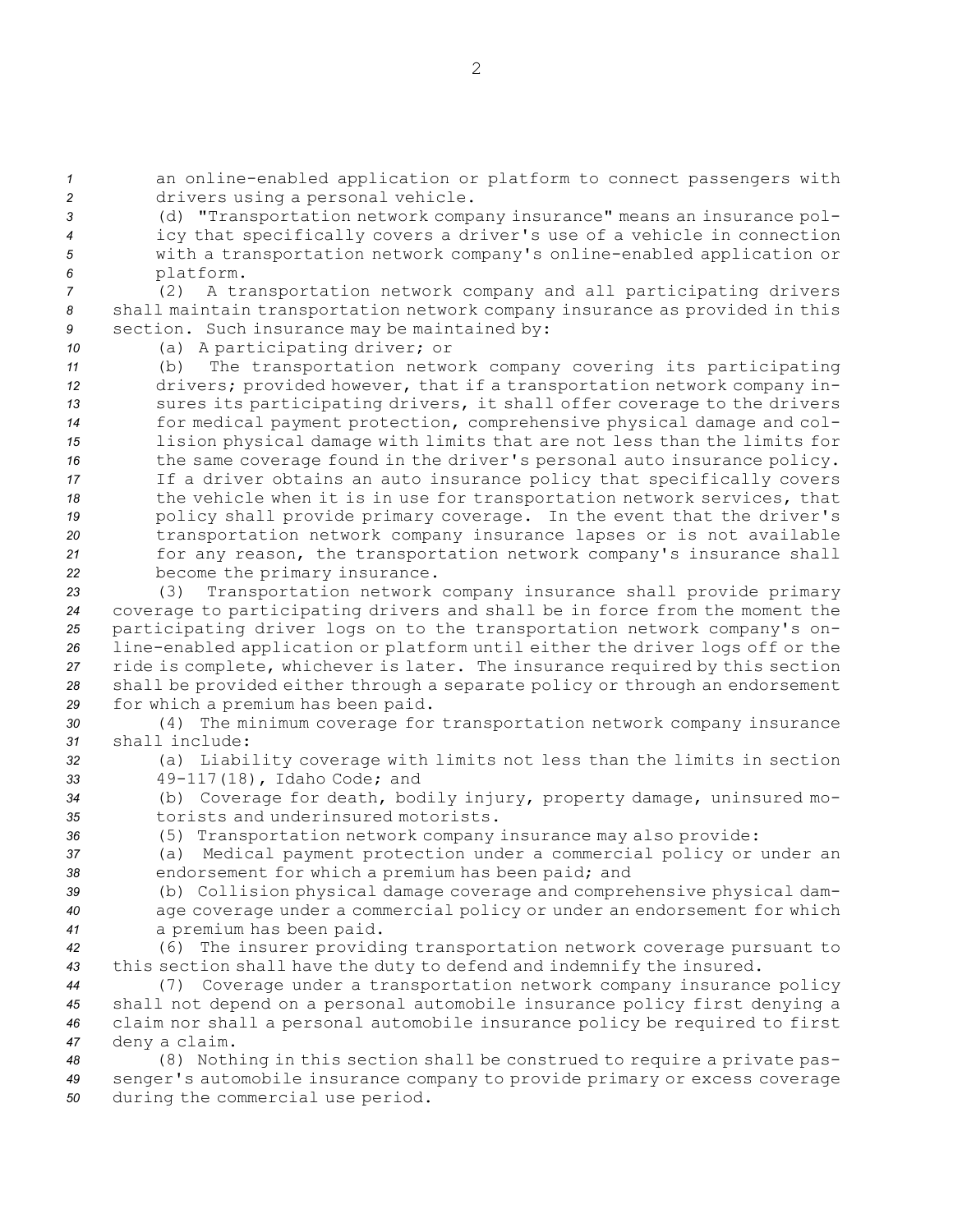an online-enabled application or platform to connect passengers with drivers using a personal vehicle.

(d) "Transportation network company insurance" means an insurance policy that specifically covers a driver's use of a vehicle in connection with a transportation network company's online-enabled application or platform.

(2) A transportation network company and all participating drivers shall maintain transportation network company insurance as provided in this section. Such insurance may be maintained by:

(a) A participating driver; or

(b) The transportation network company covering its participating drivers; provided however, that if a transportation network company insures its participating drivers, it shall offer coverage to the drivers for medical payment protection, comprehensive physical damage and collision physical damage with limits that are not less than the limits for the same coverage found in the driver's personal auto insurance policy. If a driver obtains an auto insurance policy that specifically covers the vehicle when it is in use for transportation network services, that policy shall provide primary coverage. In the event that the driver's transportation network company insurance lapses or is not available for any reason, the transportation network company's insurance shall become the primary insurance.

(3) Transportation network company insurance shall provide primary coverage to participating drivers and shall be in force from the moment the participating driver logs on to the transportation network company's online-enabled application or platform until either the driver logs off or the ride is complete, whichever is later. The insurance required by this section shall be provided either through a separate policy or through an endorsement for which a premium has been paid.

(4) The minimum coverage for transportation network company insurance shall include:

(a) Liability coverage with limits not less than the limits in section 49-117(18), Idaho Code; and

(b) Coverage for death, bodily injury, property damage, uninsured motorists and underinsured motorists.

(5) Transportation network company insurance may also provide:

(a) Medical payment protection under a commercial policy or under an endorsement for which a premium has been paid; and

(b) Collision physical damage coverage and comprehensive physical damage coverage under a commercial policy or under an endorsement for which a premium has been paid.

(6) The insurer providing transportation network coverage pursuant to this section shall have the duty to defend and indemnify the insured.

(7) Coverage under a transportation network company insurance policy shall not depend on a personal automobile insurance policy first denying a claim nor shall a personal automobile insurance policy be required to first deny a claim.

(8) Nothing in this section shall be construed to require a private passenger's automobile insurance company to provide primary or excess coverage during the commercial use period.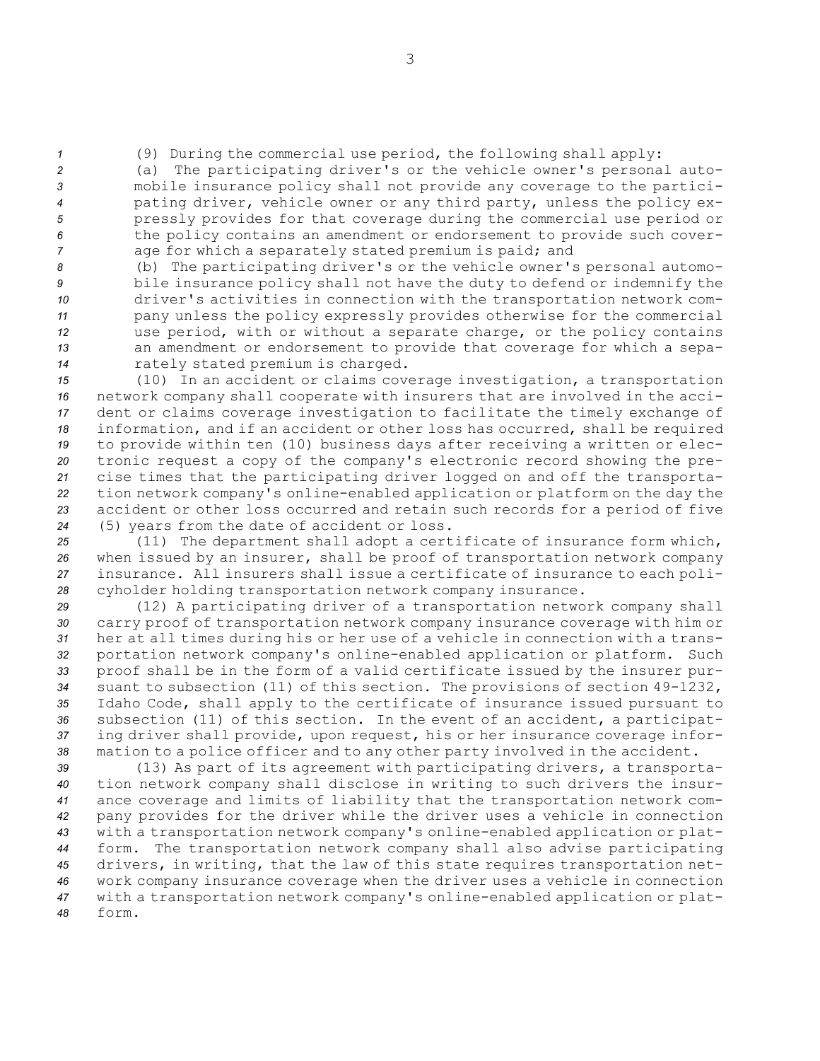(9) During the commercial use period, the following shall apply:

(a) The participating driver's or the vehicle owner's personal automobile insurance policy shall not provide any coverage to the participating driver, vehicle owner or any third party, unless the policy expressly provides for that coverage during the commercial use period or the policy contains an amendment or endorsement to provide such coverage for which a separately stated premium is paid; and

(b) The participating driver's or the vehicle owner's personal automobile insurance policy shall not have the duty to defend or indemnify the driver's activities in connection with the transportation network company unless the policy expressly provides otherwise for the commercial use period, with or without a separate charge, or the policy contains an amendment or endorsement to provide that coverage for which a separately stated premium is charged.

(10) In an accident or claims coverage investigation, a transportation network company shall cooperate with insurers that are involved in the accident or claims coverage investigation to facilitate the timely exchange of information, and if an accident or other loss has occurred, shall be required to provide within ten (10) business days after receiving a written or electronic request a copy of the company's electronic record showing the precise times that the participating driver logged on and off the transportation network company's online-enabled application or platform on the day the accident or other loss occurred and retain such records for a period of five (5) years from the date of accident or loss.

(11) The department shall adopt a certificate of insurance form which, when issued by an insurer, shall be proof of transportation network company insurance. All insurers shall issue a certificate of insurance to each policyholder holding transportation network company insurance.

(12) A participating driver of a transportation network company shall carry proof of transportation network company insurance coverage with him or her at all times during his or her use of a vehicle in connection with a transportation network company's online-enabled application or platform. Such proof shall be in the form of a valid certificate issued by the insurer pursuant to subsection (11) of this section. The provisions of section 49-1232, Idaho Code, shall apply to the certificate of insurance issued pursuant to subsection (11) of this section. In the event of an accident, a participating driver shall provide, upon request, his or her insurance coverage information to a police officer and to any other party involved in the accident.

(13) As part of its agreement with participating drivers, a transportation network company shall disclose in writing to such drivers the insurance coverage and limits of liability that the transportation network company provides for the driver while the driver uses a vehicle in connection with a transportation network company's online-enabled application or platform. The transportation network company shall also advise participating drivers, in writing, that the law of this state requires transportation network company insurance coverage when the driver uses a vehicle in connection with a transportation network company's online-enabled application or platform.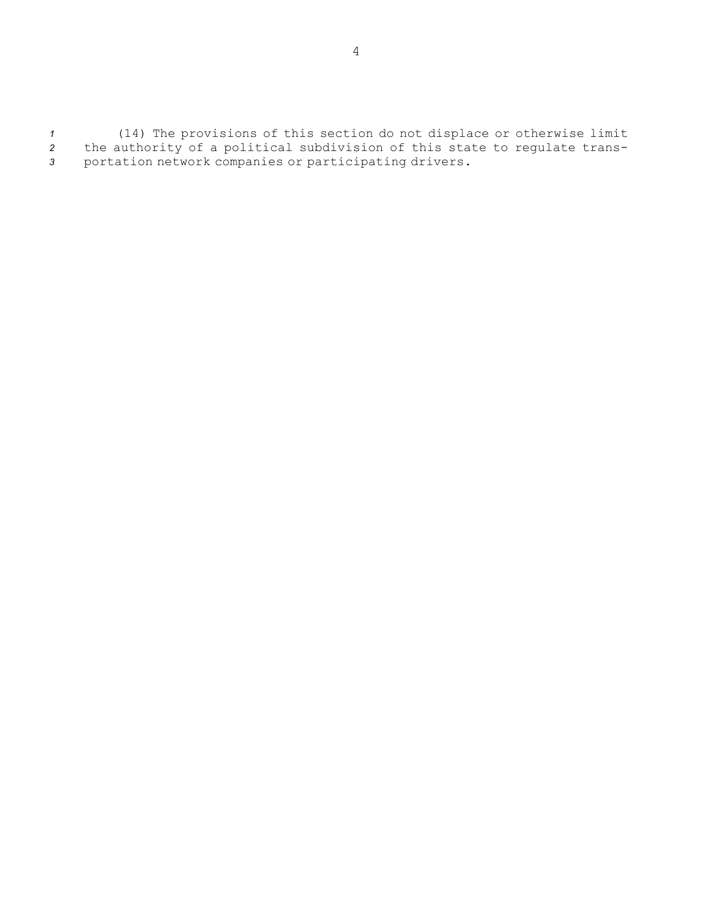(14) The provisions of this section do not displace or otherwise limit the authority of a political subdivision of this state to regulate transportation network companies or participating drivers.